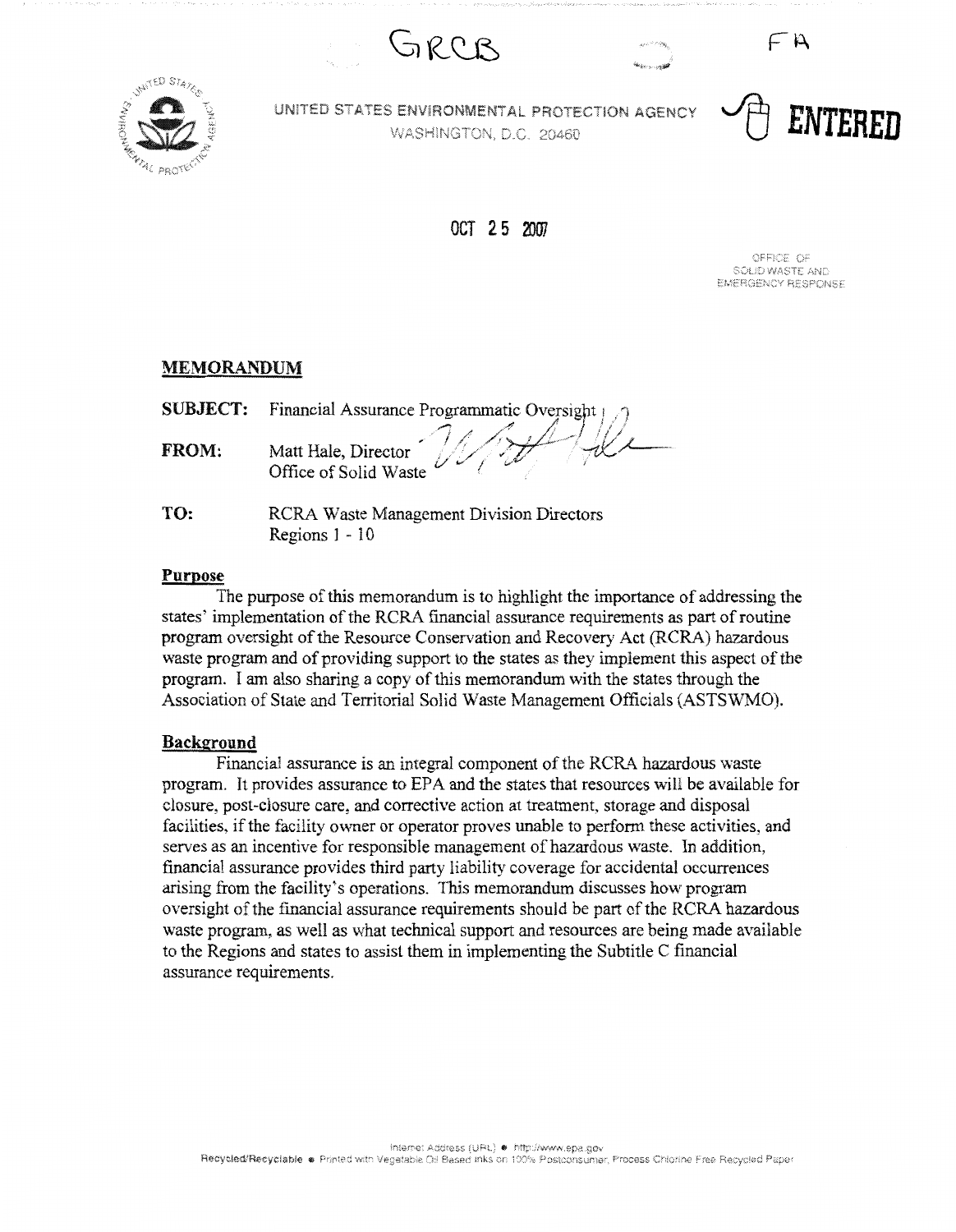GRCB

FA

UNITED STATES ENVIRONMENTAL PROTECTION AGENCY
WASHINGTON, D.C. 20460

ENTERED

OCT 25 2007

OFFICE OF
SOLID WASTE AND
EMERGENCY RESPONSE

## MEMORANDUM

**SUBJECT:** Financial Assurance Programmatic Oversight

**FROM:** Matt Hale, Director
Office of Solid Waste

**TO:** RCRA Waste Management Division Directors
Regions 1 - 10

### Purpose

The purpose of this memorandum is to highlight the importance of addressing the states' implementation of the RCRA financial assurance requirements as part of routine program oversight of the Resource Conservation and Recovery Act (RCRA) hazardous waste program and of providing support to the states as they implement this aspect of the program. I am also sharing a copy of this memorandum with the states through the Association of State and Territorial Solid Waste Management Officials (ASTSWMO).

### Background

Financial assurance is an integral component of the RCRA hazardous waste program. It provides assurance to EPA and the states that resources will be available for closure, post-closure care, and corrective action at treatment, storage and disposal facilities, if the facility owner or operator proves unable to perform these activities, and serves as an incentive for responsible management of hazardous waste. In addition, financial assurance provides third party liability coverage for accidental occurrences arising from the facility's operations. This memorandum discusses how program oversight of the financial assurance requirements should be part of the RCRA hazardous waste program, as well as what technical support and resources are being made available to the Regions and states to assist them in implementing the Subtitle C financial assurance requirements.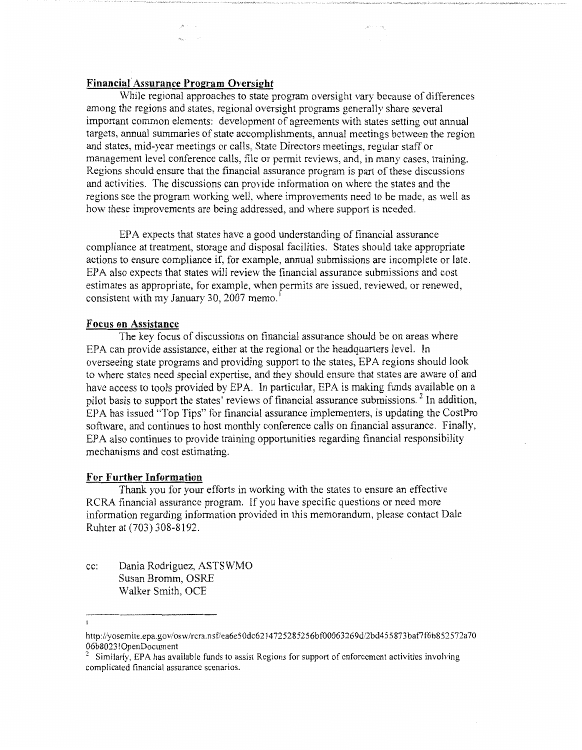**Financial Assurance Program Oversight**

While regional approaches to state program oversight vary because of differences among the regions and states, regional oversight programs generally share several important common elements: development of agreements with states setting out annual targets, annual summaries of state accomplishments, annual meetings between the region and states, mid-year meetings or calls, State Directors meetings, regular staff or management level conference calls, file or permit reviews, and, in many cases, training. Regions should ensure that the financial assurance program is part of these discussions and activities. The discussions can provide information on where the states and the regions see the program working well, where improvements need to be made, as well as how these improvements are being addressed, and where support is needed.

EPA expects that states have a good understanding of financial assurance compliance at treatment, storage and disposal facilities. States should take appropriate actions to ensure compliance if, for example, annual submissions are incomplete or late. EPA also expects that states will review the financial assurance submissions and cost estimates as appropriate, for example, when permits are issued, reviewed, or renewed, consistent with my January 30, 2007 memo.[1]

**Focus on Assistance**

The key focus of discussions on financial assurance should be on areas where EPA can provide assistance, either at the regional or the headquarters level. In overseeing state programs and providing support to the states, EPA regions should look to where states need special expertise, and they should ensure that states are aware of and have access to tools provided by EPA. In particular, EPA is making funds available on a pilot basis to support the states' reviews of financial assurance submissions.[2] In addition, EPA has issued "Top Tips" for financial assurance implementers, is updating the CostPro software, and continues to host monthly conference calls on financial assurance. Finally, EPA also continues to provide training opportunities regarding financial responsibility mechanisms and cost estimating.

**For Further Information**

Thank you for your efforts in working with the states to ensure an effective RCRA financial assurance program. If you have specific questions or need more information regarding information provided in this memorandum, please contact Dale Ruhter at (703) 308-8192.

cc: Dania Rodriguez, ASTSWMO
Susan Bromm, OSRE
Walker Smith, OCE

---

[1] http://yosemite.epa.gov/osw/rcra.nsf/ea6e50dc6214725285256bf00063269d/2bd455873baf7f6b852572a7006b8023!OpenDocument

[2] Similarly, EPA has available funds to assist Regions for support of enforcement activities involving complicated financial assurance scenarios.